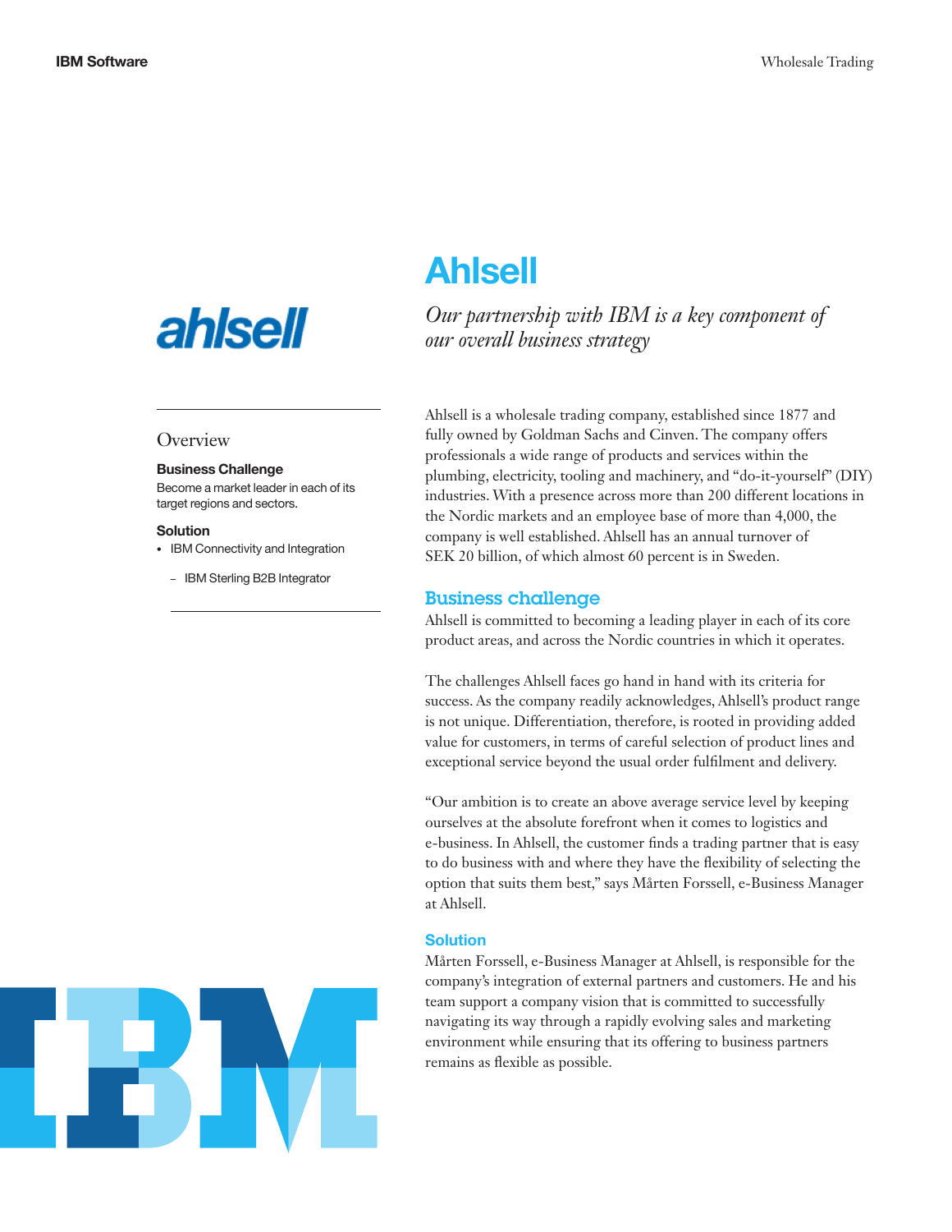# Ahlsell

*Our partnership with IBM is a key component of our overall business strategy*

## Overview

**Business Challenge**

Become a market leader in each of its target regions and sectors.

**Solution**

- IBM Connectivity and Integration
  - IBM Sterling B2B Integrator

Ahlsell is a wholesale trading company, established since 1877 and fully owned by Goldman Sachs and Cinven. The company offers professionals a wide range of products and services within the plumbing, electricity, tooling and machinery, and "do-it-yourself" (DIY) industries. With a presence across more than 200 different locations in the Nordic markets and an employee base of more than 4,000, the company is well established. Ahlsell has an annual turnover of SEK 20 billion, of which almost 60 percent is in Sweden.

## Business challenge

Ahlsell is committed to becoming a leading player in each of its core product areas, and across the Nordic countries in which it operates.

The challenges Ahlsell faces go hand in hand with its criteria for success. As the company readily acknowledges, Ahlsell's product range is not unique. Differentiation, therefore, is rooted in providing added value for customers, in terms of careful selection of product lines and exceptional service beyond the usual order fulfilment and delivery.

"Our ambition is to create an above average service level by keeping ourselves at the absolute forefront when it comes to logistics and e-business. In Ahlsell, the customer finds a trading partner that is easy to do business with and where they have the flexibility of selecting the option that suits them best," says Mårten Forssell, e-Business Manager at Ahlsell.

## Solution

Mårten Forssell, e-Business Manager at Ahlsell, is responsible for the company's integration of external partners and customers. He and his team support a company vision that is committed to successfully navigating its way through a rapidly evolving sales and marketing environment while ensuring that its offering to business partners remains as flexible as possible.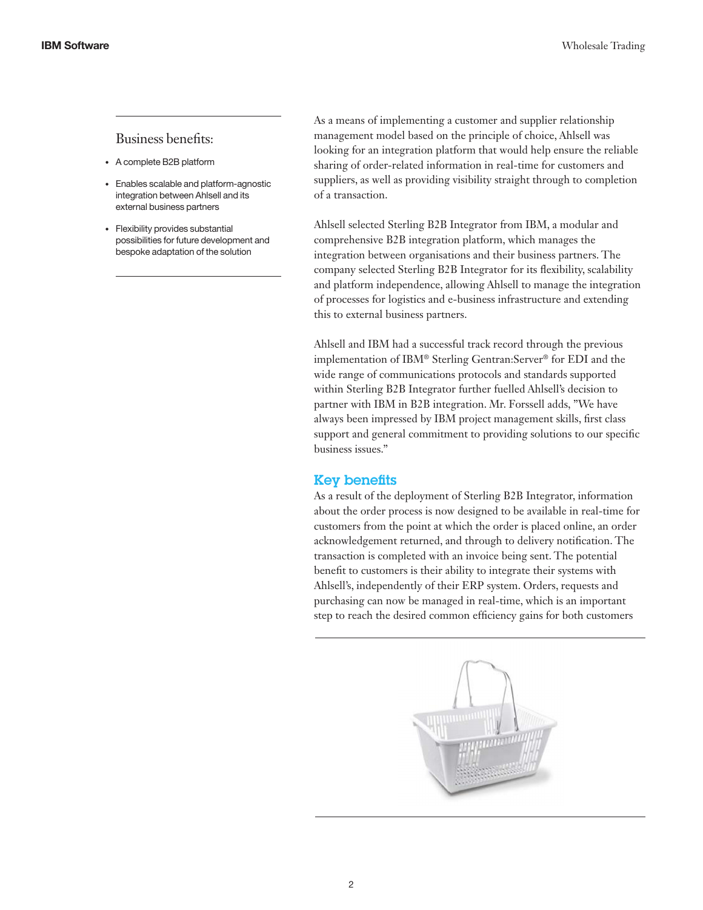## Business benefits:

- A complete B2B platform
- Enables scalable and platform-agnostic integration between Ahlsell and its external business partners
- Flexibility provides substantial possibilities for future development and bespoke adaptation of the solution

As a means of implementing a customer and supplier relationship management model based on the principle of choice, Ahlsell was looking for an integration platform that would help ensure the reliable sharing of order-related information in real-time for customers and suppliers, as well as providing visibility straight through to completion of a transaction.

Ahlsell selected Sterling B2B Integrator from IBM, a modular and comprehensive B2B integration platform, which manages the integration between organisations and their business partners. The company selected Sterling B2B Integrator for its flexibility, scalability and platform independence, allowing Ahlsell to manage the integration of processes for logistics and e-business infrastructure and extending this to external business partners.

Ahlsell and IBM had a successful track record through the previous implementation of IBM® Sterling Gentran:Server® for EDI and the wide range of communications protocols and standards supported within Sterling B2B Integrator further fuelled Ahlsell's decision to partner with IBM in B2B integration. Mr. Forssell adds, "We have always been impressed by IBM project management skills, first class support and general commitment to providing solutions to our specific business issues."

## Key benefits

As a result of the deployment of Sterling B2B Integrator, information about the order process is now designed to be available in real-time for customers from the point at which the order is placed online, an order acknowledgement returned, and through to delivery notification. The transaction is completed with an invoice being sent. The potential benefit to customers is their ability to integrate their systems with Ahlsell's, independently of their ERP system. Orders, requests and purchasing can now be managed in real-time, which is an important step to reach the desired common efficiency gains for both customers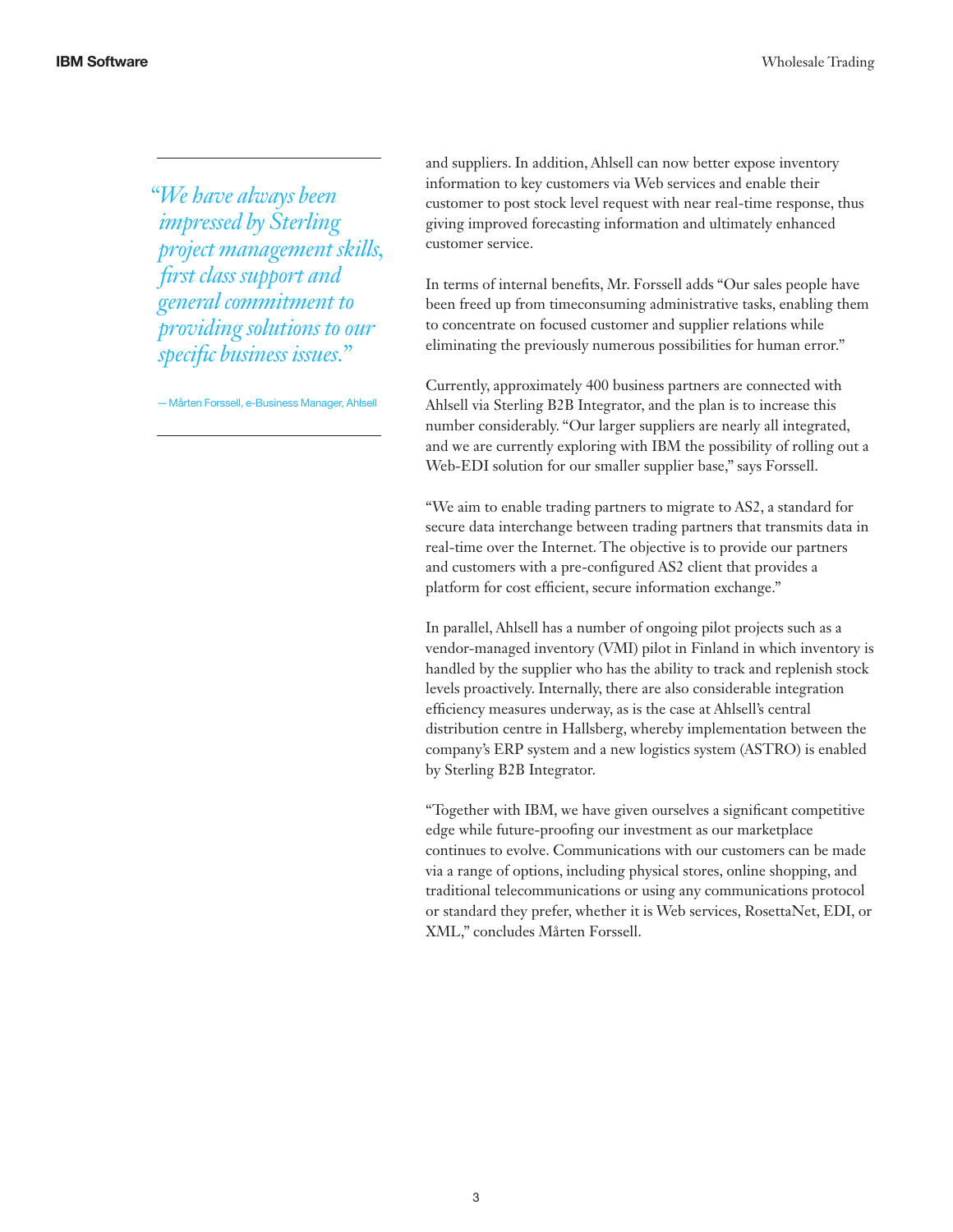> *"We have always been impressed by Sterling project management skills, first class support and general commitment to providing solutions to our specific business issues."*
>
> — Mårten Forssell, e-Business Manager, Ahlsell

and suppliers. In addition, Ahlsell can now better expose inventory information to key customers via Web services and enable their customer to post stock level request with near real-time response, thus giving improved forecasting information and ultimately enhanced customer service.

In terms of internal benefits, Mr. Forssell adds "Our sales people have been freed up from timeconsuming administrative tasks, enabling them to concentrate on focused customer and supplier relations while eliminating the previously numerous possibilities for human error."

Currently, approximately 400 business partners are connected with Ahlsell via Sterling B2B Integrator, and the plan is to increase this number considerably. "Our larger suppliers are nearly all integrated, and we are currently exploring with IBM the possibility of rolling out a Web-EDI solution for our smaller supplier base," says Forssell.

"We aim to enable trading partners to migrate to AS2, a standard for secure data interchange between trading partners that transmits data in real-time over the Internet. The objective is to provide our partners and customers with a pre-configured AS2 client that provides a platform for cost efficient, secure information exchange."

In parallel, Ahlsell has a number of ongoing pilot projects such as a vendor-managed inventory (VMI) pilot in Finland in which inventory is handled by the supplier who has the ability to track and replenish stock levels proactively. Internally, there are also considerable integration efficiency measures underway, as is the case at Ahlsell's central distribution centre in Hallsberg, whereby implementation between the company's ERP system and a new logistics system (ASTRO) is enabled by Sterling B2B Integrator.

"Together with IBM, we have given ourselves a significant competitive edge while future-proofing our investment as our marketplace continues to evolve. Communications with our customers can be made via a range of options, including physical stores, online shopping, and traditional telecommunications or using any communications protocol or standard they prefer, whether it is Web services, RosettaNet, EDI, or XML," concludes Mårten Forssell.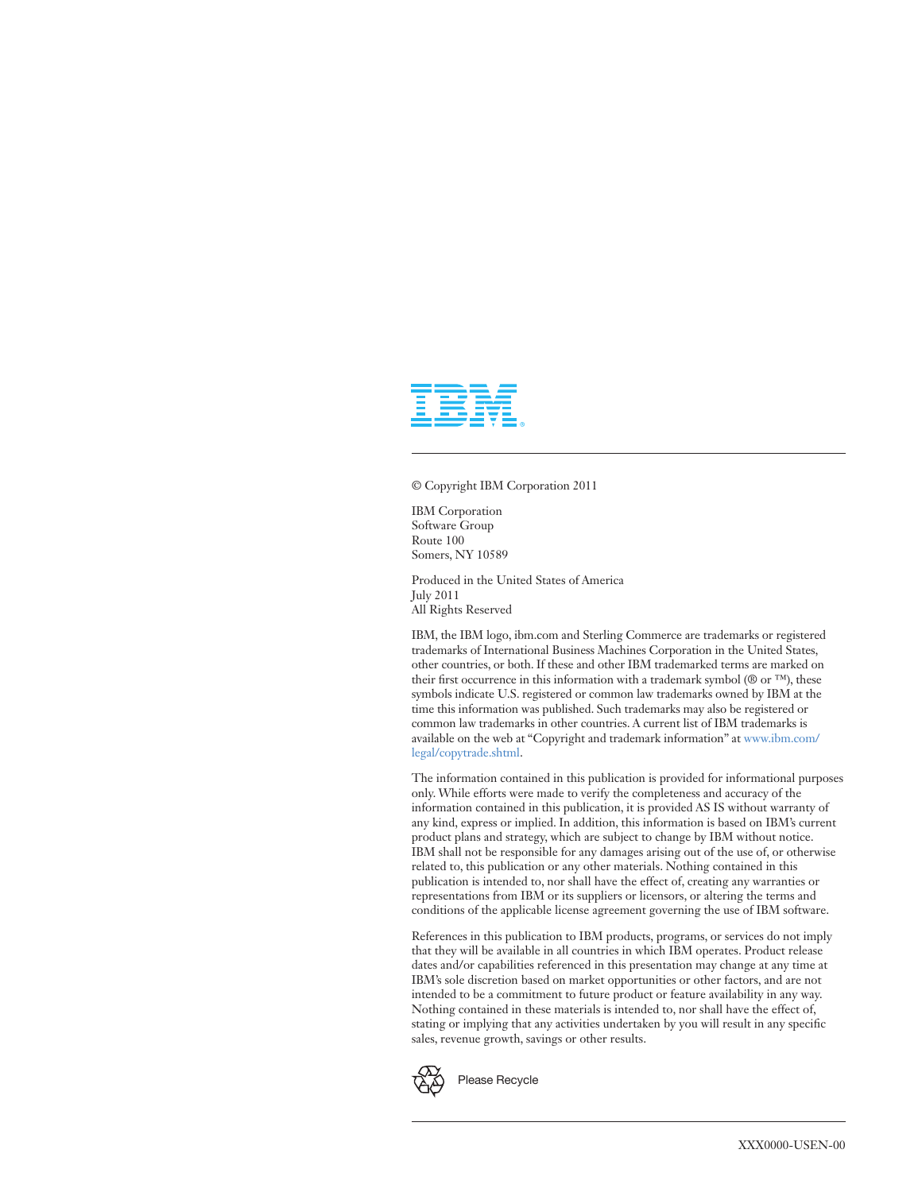© Copyright IBM Corporation 2011

IBM Corporation
Software Group
Route 100
Somers, NY 10589

Produced in the United States of America
July 2011
All Rights Reserved

IBM, the IBM logo, ibm.com and Sterling Commerce are trademarks or registered trademarks of International Business Machines Corporation in the United States, other countries, or both. If these and other IBM trademarked terms are marked on their first occurrence in this information with a trademark symbol (® or ™), these symbols indicate U.S. registered or common law trademarks owned by IBM at the time this information was published. Such trademarks may also be registered or common law trademarks in other countries. A current list of IBM trademarks is available on the web at "Copyright and trademark information" at www.ibm.com/legal/copytrade.shtml.

The information contained in this publication is provided for informational purposes only. While efforts were made to verify the completeness and accuracy of the information contained in this publication, it is provided AS IS without warranty of any kind, express or implied. In addition, this information is based on IBM's current product plans and strategy, which are subject to change by IBM without notice. IBM shall not be responsible for any damages arising out of the use of, or otherwise related to, this publication or any other materials. Nothing contained in this publication is intended to, nor shall have the effect of, creating any warranties or representations from IBM or its suppliers or licensors, or altering the terms and conditions of the applicable license agreement governing the use of IBM software.

References in this publication to IBM products, programs, or services do not imply that they will be available in all countries in which IBM operates. Product release dates and/or capabilities referenced in this presentation may change at any time at IBM's sole discretion based on market opportunities or other factors, and are not intended to be a commitment to future product or feature availability in any way. Nothing contained in these materials is intended to, nor shall have the effect of, stating or implying that any activities undertaken by you will result in any specific sales, revenue growth, savings or other results.

Please Recycle

XXX0000-USEN-00